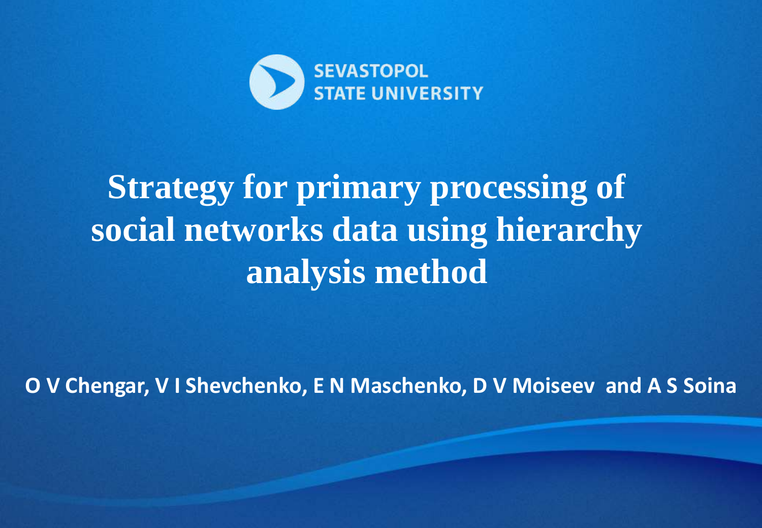SEVASTOPOL
STATE UNIVERSITY

# Strategy for primary processing of social networks data using hierarchy analysis method

**O V Chengar, V I Shevchenko, E N Maschenko, D V Moiseev and A S Soina**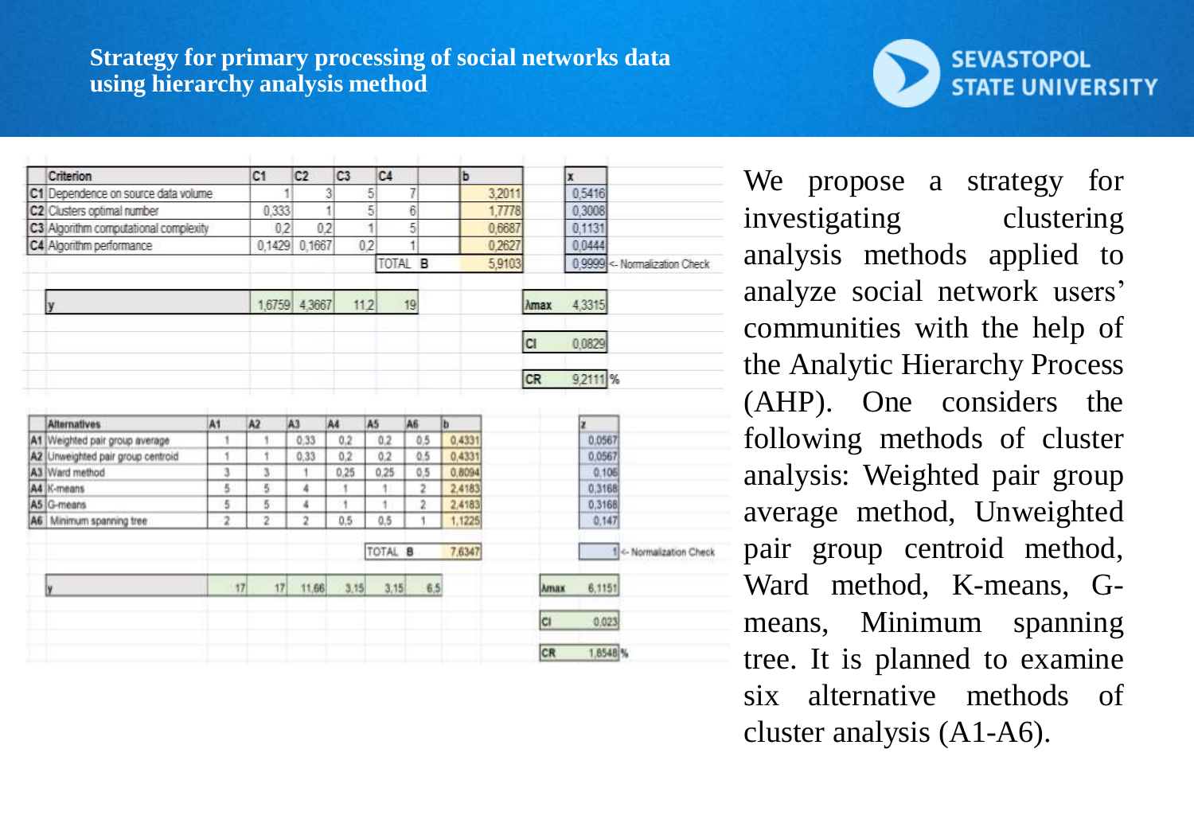# Strategy for primary processing of social networks data using hierarchy analysis method

| | Criterion | C1 | C2 | C3 | C4 | b | x |
|---|---|---|---|---|---|---|---|
| C1 | Dependence on source data volume | 1 | 3 | 5 | 7 | 3,2011 | 0,5416 |
| C2 | Clusters optimal number | 0,333 | 1 | 5 | 6 | 1,7778 | 0,3008 |
| C3 | Algorithm computational complexity | 0,2 | 0,2 | 1 | 5 | 0,6687 | 0,1131 |
| C4 | Algorithm performance | 0,1429 | 0,1667 | 0,2 | 1 | 0,2627 | 0,0444 |
| | | | | | TOTAL B | 5,9103 | 0,9999 <- Normalization Check |
| | y | 1,6759 | 4,3667 | 11,2 | 19 | | |

| | |
|---|---|
| λmax | 4,3315 |
| CI | 0,0829 |
| CR | 9,2111 % |

| | Alternatives | A1 | A2 | A3 | A4 | A5 | A6 | b | z |
|---|---|---|---|---|---|---|---|---|---|
| A1 | Weighted pair group average | 1 | 1 | 0,33 | 0,2 | 0,2 | 0,5 | 0,4331 | 0,0567 |
| A2 | Unweighted pair group centroid | 1 | 1 | 0,33 | 0,2 | 0,2 | 0,5 | 0,4331 | 0,0567 |
| A3 | Ward method | 3 | 3 | 1 | 0,25 | 0,25 | 0,5 | 0,8094 | 0,106 |
| A4 | K-means | 5 | 5 | 4 | 1 | 1 | 2 | 2,4183 | 0,3168 |
| A5 | G-means | 5 | 5 | 4 | 1 | 1 | 2 | 2,4183 | 0,3168 |
| A6 | Minimum spanning tree | 2 | 2 | 2 | 0,5 | 0,5 | 1 | 1,1225 | 0,147 |
| | | | | | | | TOTAL B | 7,6347 | 1 <- Normalization Check |
| | y | 17 | 17 | 11,66 | 3,15 | 3,15 | 6,5 | | |

| | |
|---|---|
| λmax | 6,1151 |
| CI | 0,023 |
| CR | 1,8548 % |

We propose a strategy for investigating clustering analysis methods applied to analyze social network users' communities with the help of the Analytic Hierarchy Process (AHP). One considers the following methods of cluster analysis: Weighted pair group average method, Unweighted pair group centroid method, Ward method, K-means, G-means, Minimum spanning tree. It is planned to examine six alternative methods of cluster analysis (A1-A6).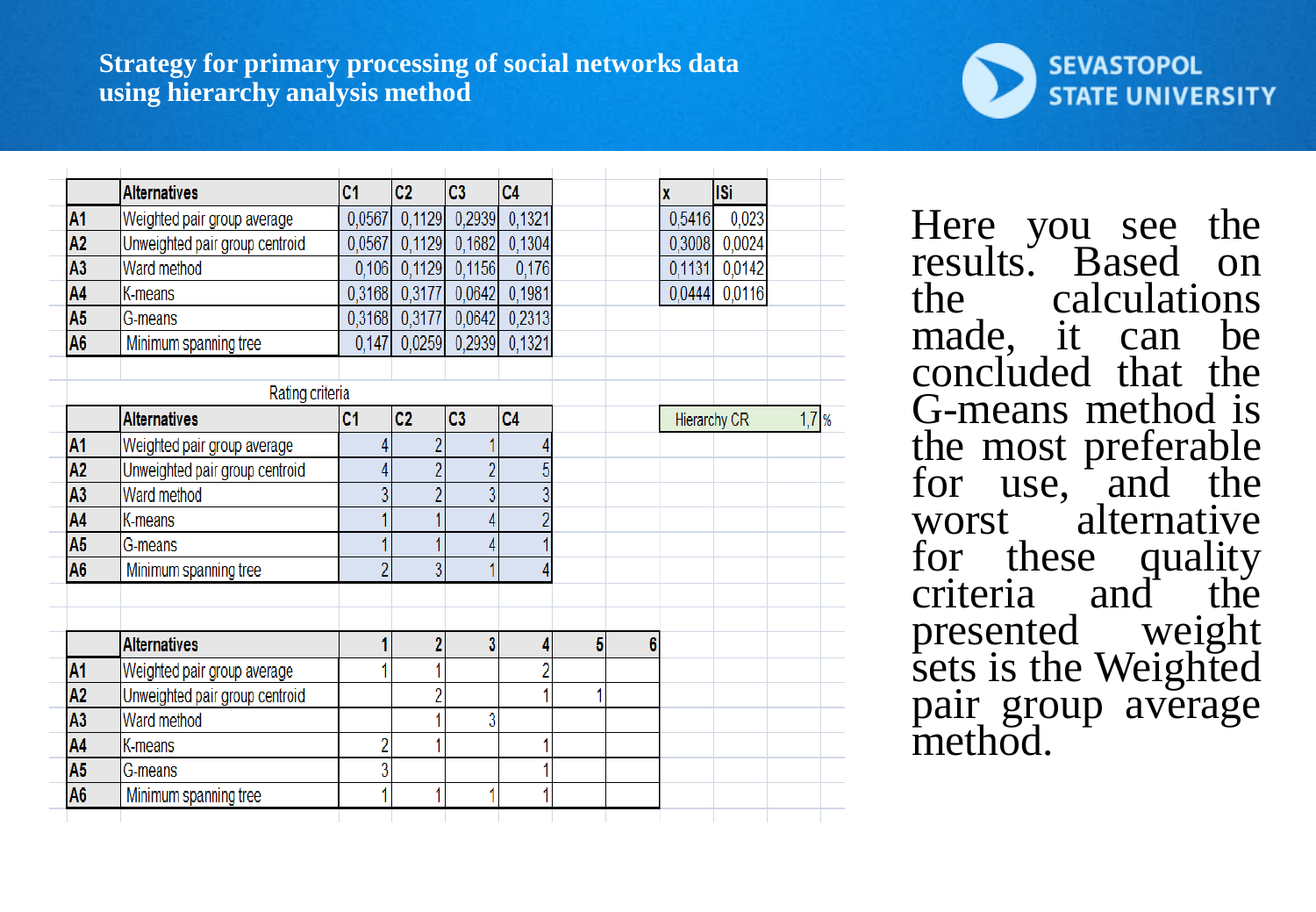# Strategy for primary processing of social networks data using hierarchy analysis method

| | Alternatives | C1 | C2 | C3 | C4 |
|---|---|---|---|---|---|
| A1 | Weighted pair group average | 0,0567 | 0,1129 | 0,2939 | 0,1321 |
| A2 | Unweighted pair group centroid | 0,0567 | 0,1129 | 0,1682 | 0,1304 |
| A3 | Ward method | 0,106 | 0,1129 | 0,1156 | 0,176 |
| A4 | K-means | 0,3168 | 0,3177 | 0,0642 | 0,1981 |
| A5 | G-means | 0,3168 | 0,3177 | 0,0642 | 0,2313 |
| A6 | Minimum spanning tree | 0,147 | 0,0259 | 0,2939 | 0,1321 |

| x | ISi |
|---|---|
| 0,5416 | 0,023 |
| 0,3008 | 0,0024 |
| 0,1131 | 0,0142 |
| 0,0444 | 0,0116 |

Rating criteria

| | Alternatives | C1 | C2 | C3 | C4 |
|---|---|---|---|---|---|
| A1 | Weighted pair group average | 4 | 2 | 1 | 4 |
| A2 | Unweighted pair group centroid | 4 | 2 | 2 | 5 |
| A3 | Ward method | 3 | 2 | 3 | 3 |
| A4 | K-means | 1 | 1 | 4 | 2 |
| A5 | G-means | 1 | 1 | 4 | 1 |
| A6 | Minimum spanning tree | 2 | 3 | 1 | 4 |

Hierarchy CR 1,7 %

| | Alternatives | 1 | 2 | 3 | 4 | 5 | 6 |
|---|---|---|---|---|---|---|---|
| A1 | Weighted pair group average | 1 | 1 | | 2 | | |
| A2 | Unweighted pair group centroid | | 2 | | 1 | 1 | |
| A3 | Ward method | | 1 | 3 | | | |
| A4 | K-means | 2 | 1 | | 1 | | |
| A5 | G-means | 3 | | | 1 | | |
| A6 | Minimum spanning tree | 1 | 1 | 1 | 1 | | |

Here you see the results. Based on the calculations made, it can be concluded that the G-means method is the most preferable for use, and the worst alternative for these quality criteria and the presented weight sets is the Weighted pair group average method.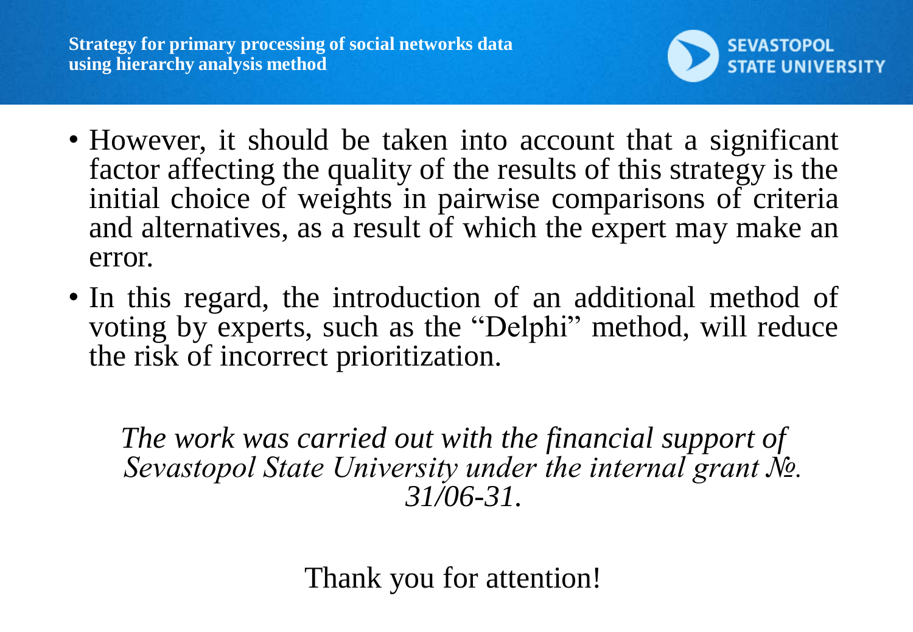- However, it should be taken into account that a significant factor affecting the quality of the results of this strategy is the initial choice of weights in pairwise comparisons of criteria and alternatives, as a result of which the expert may make an error.
- In this regard, the introduction of an additional method of voting by experts, such as the "Delphi" method, will reduce the risk of incorrect prioritization.

*The work was carried out with the financial support of Sevastopol State University under the internal grant №. 31/06-31.*

Thank you for attention!